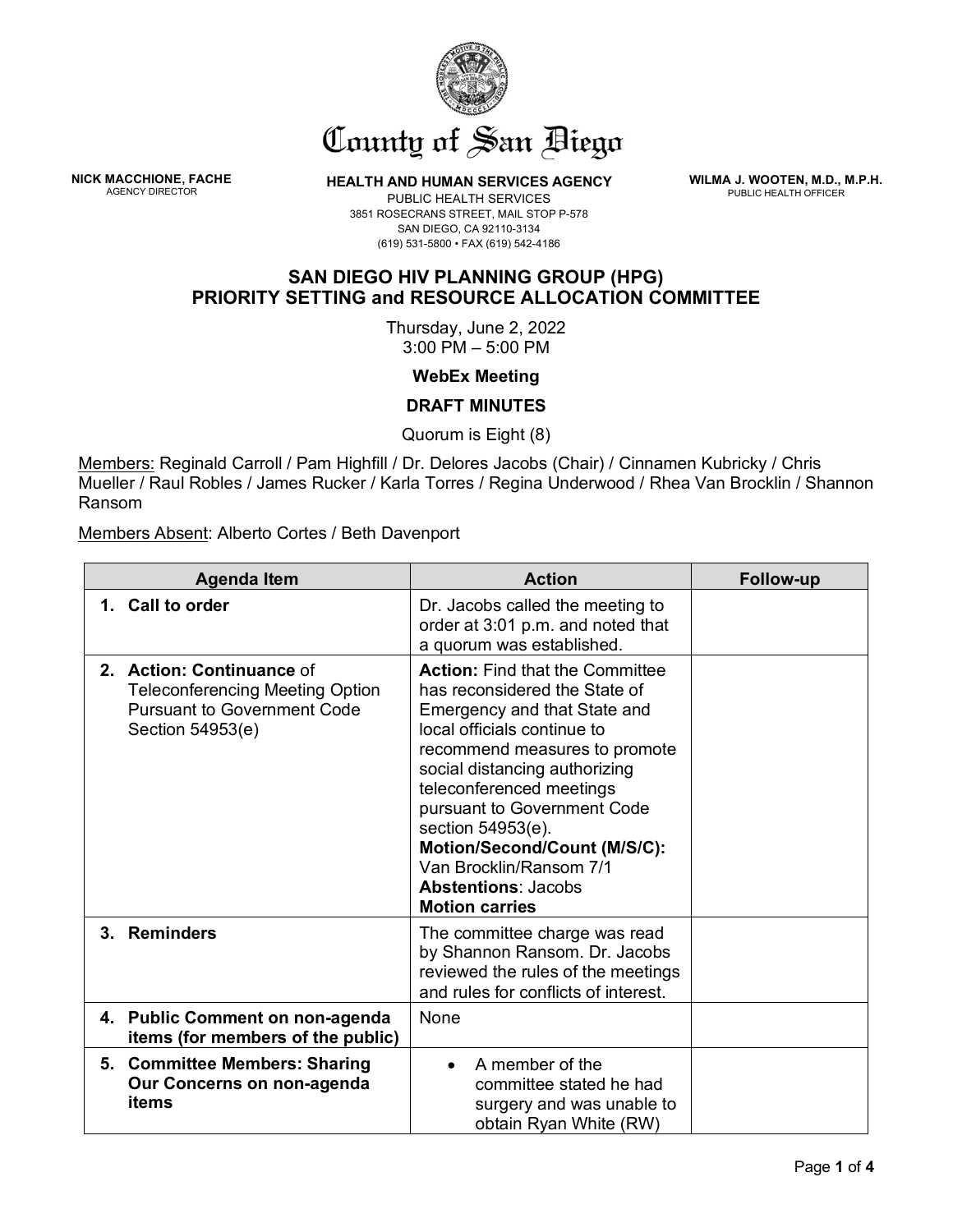# County of San Diego

**NICK MACCHIONE, FACHE**
AGENCY DIRECTOR

**HEALTH AND HUMAN SERVICES AGENCY**
PUBLIC HEALTH SERVICES
3851 ROSECRANS STREET, MAIL STOP P-578
SAN DIEGO, CA 92110-3134
(619) 531-5800 • FAX (619) 542-4186

**WILMA J. WOOTEN, M.D., M.P.H.**
PUBLIC HEALTH OFFICER

## SAN DIEGO HIV PLANNING GROUP (HPG) PRIORITY SETTING and RESOURCE ALLOCATION COMMITTEE

Thursday, June 2, 2022
3:00 PM – 5:00 PM

**WebEx Meeting**

**DRAFT MINUTES**

Quorum is Eight (8)

Members: Reginald Carroll / Pam Highfill / Dr. Delores Jacobs (Chair) / Cinnamen Kubricky / Chris Mueller / Raul Robles / James Rucker / Karla Torres / Regina Underwood / Rhea Van Brocklin / Shannon Ransom

Members Absent: Alberto Cortes / Beth Davenport

| Agenda Item | Action | Follow-up |
|---|---|---|
| **1. Call to order** | Dr. Jacobs called the meeting to order at 3:01 p.m. and noted that a quorum was established. | |
| **2. Action: Continuance** of Teleconferencing Meeting Option Pursuant to Government Code Section 54953(e) | **Action:** Find that the Committee has reconsidered the State of Emergency and that State and local officials continue to recommend measures to promote social distancing authorizing teleconferenced meetings pursuant to Government Code section 54953(e).<br>**Motion/Second/Count (M/S/C):** Van Brocklin/Ransom 7/1<br>**Abstentions**: Jacobs<br>**Motion carries** | |
| **3. Reminders** | The committee charge was read by Shannon Ransom. Dr. Jacobs reviewed the rules of the meetings and rules for conflicts of interest. | |
| **4. Public Comment on non-agenda items (for members of the public)** | None | |
| **5. Committee Members: Sharing Our Concerns on non-agenda items** | • A member of the committee stated he had surgery and was unable to obtain Ryan White (RW) | |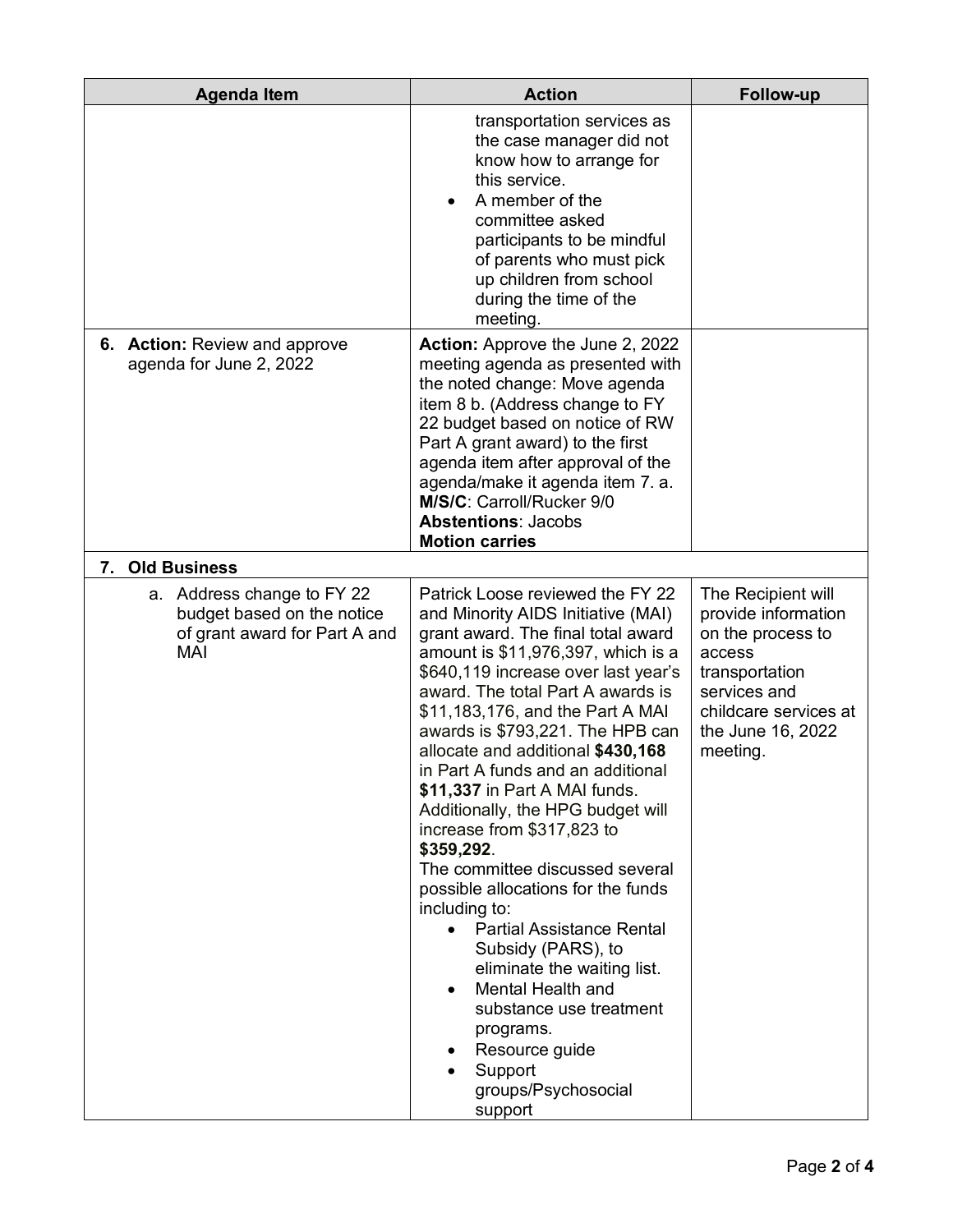| Agenda Item | Action | Follow-up |
|---|---|---|
| | transportation services as the case manager did not know how to arrange for this service.<br>• A member of the committee asked participants to be mindful of parents who must pick up children from school during the time of the meeting. | |
| 6. **Action:** Review and approve agenda for June 2, 2022 | **Action:** Approve the June 2, 2022 meeting agenda as presented with the noted change: Move agenda item 8 b. (Address change to FY 22 budget based on notice of RW Part A grant award) to the first agenda item after approval of the agenda/make it agenda item 7. a.<br>**M/S/C**: Carroll/Rucker 9/0<br>**Abstentions**: Jacobs<br>**Motion carries** | |
| 7. **Old Business** | | |
| a. Address change to FY 22 budget based on the notice of grant award for Part A and MAI | Patrick Loose reviewed the FY 22 and Minority AIDS Initiative (MAI) grant award. The final total award amount is $11,976,397, which is a $640,119 increase over last year's award. The total Part A awards is $11,183,176, and the Part A MAI awards is $793,221. The HPB can allocate and additional **$430,168** in Part A funds and an additional **$11,337** in Part A MAI funds. Additionally, the HPG budget will increase from $317,823 to **$359,292**.<br>The committee discussed several possible allocations for the funds including to:<br>• Partial Assistance Rental Subsidy (PARS), to eliminate the waiting list.<br>• Mental Health and substance use treatment programs.<br>• Resource guide<br>• Support groups/Psychosocial support | The Recipient will provide information on the process to access transportation services and childcare services at the June 16, 2022 meeting. |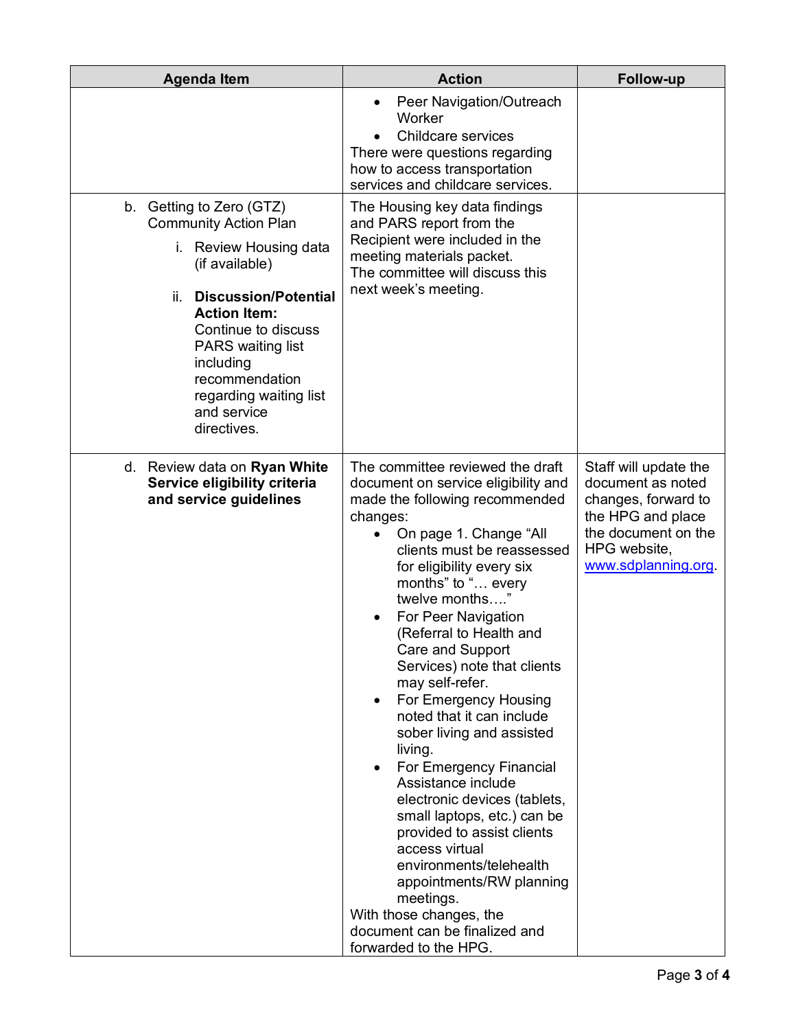| Agenda Item | Action | Follow-up |
|---|---|---|
| | • Peer Navigation/Outreach Worker<br>• Childcare services<br>There were questions regarding how to access transportation services and childcare services. | |
| b. Getting to Zero (GTZ) Community Action Plan<br>i. Review Housing data (if available)<br>ii. **Discussion/Potential Action Item:** Continue to discuss PARS waiting list including recommendation regarding waiting list and service directives. | The Housing key data findings and PARS report from the Recipient were included in the meeting materials packet.<br>The committee will discuss this next week's meeting. | |
| d. Review data on **Ryan White Service eligibility criteria and service guidelines** | The committee reviewed the draft document on service eligibility and made the following recommended changes:<br>• On page 1. Change "All clients must be reassessed for eligibility every six months" to "… every twelve months…."<br>• For Peer Navigation (Referral to Health and Care and Support Services) note that clients may self-refer.<br>• For Emergency Housing noted that it can include sober living and assisted living.<br>• For Emergency Financial Assistance include electronic devices (tablets, small laptops, etc.) can be provided to assist clients access virtual environments/telehealth appointments/RW planning meetings.<br>With those changes, the document can be finalized and forwarded to the HPG. | Staff will update the document as noted changes, forward to the HPG and place the document on the HPG website, [www.sdplanning.org](http://www.sdplanning.org). |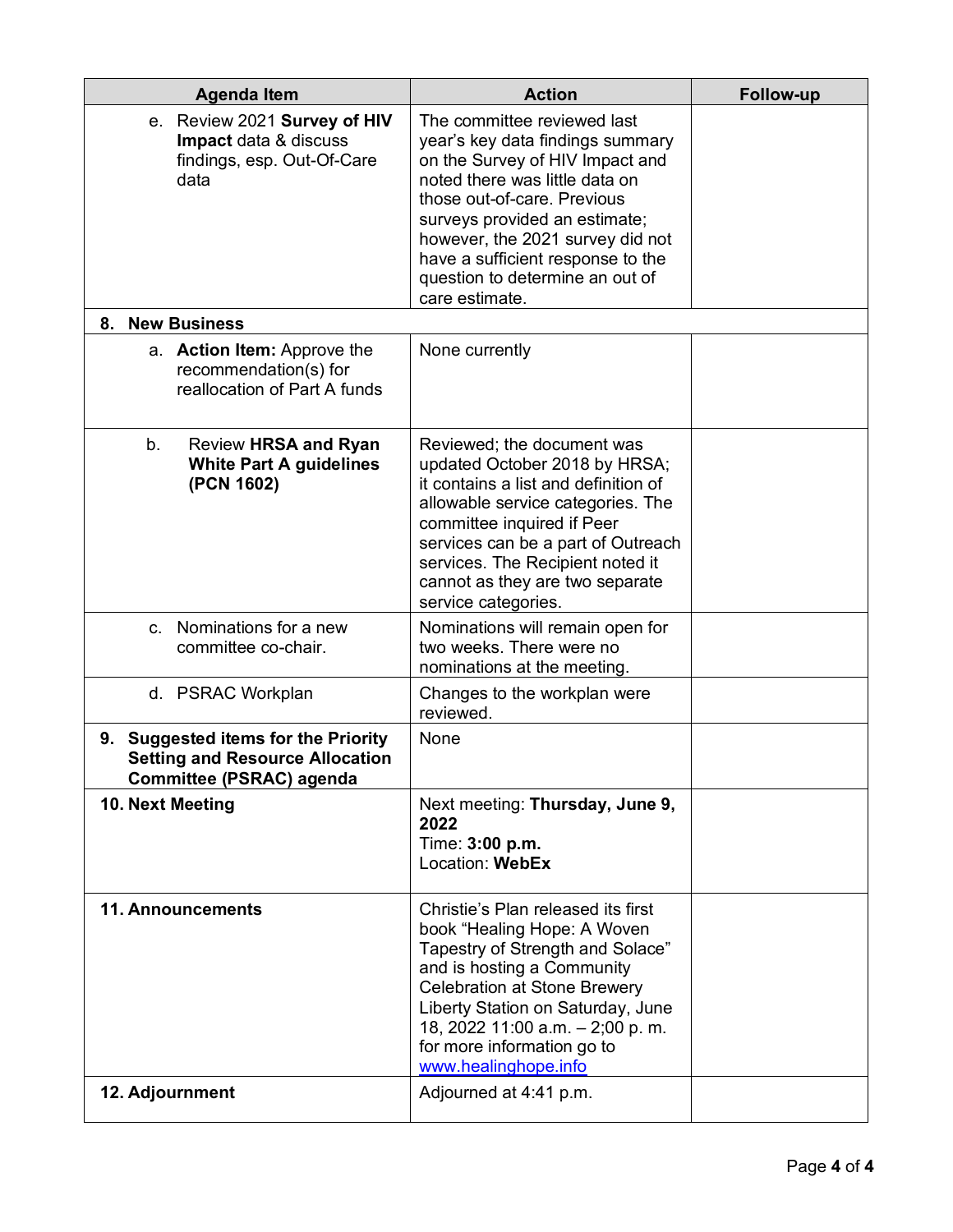| Agenda Item | Action | Follow-up |
|---|---|---|
| e. Review 2021 **Survey of HIV Impact** data & discuss findings, esp. Out-Of-Care data | The committee reviewed last year's key data findings summary on the Survey of HIV Impact and noted there was little data on those out-of-care. Previous surveys provided an estimate; however, the 2021 survey did not have a sufficient response to the question to determine an out of care estimate. | |
| **8. New Business** | | |
| a. **Action Item:** Approve the recommendation(s) for reallocation of Part A funds | None currently | |
| b. Review **HRSA and Ryan White Part A guidelines (PCN 1602)** | Reviewed; the document was updated October 2018 by HRSA; it contains a list and definition of allowable service categories. The committee inquired if Peer services can be a part of Outreach services. The Recipient noted it cannot as they are two separate service categories. | |
| c. Nominations for a new committee co-chair. | Nominations will remain open for two weeks. There were no nominations at the meeting. | |
| d. PSRAC Workplan | Changes to the workplan were reviewed. | |
| **9. Suggested items for the Priority Setting and Resource Allocation Committee (PSRAC) agenda** | None | |
| **10. Next Meeting** | Next meeting: **Thursday, June 9, 2022**<br>Time: **3:00 p.m.**<br>Location: **WebEx** | |
| **11. Announcements** | Christie's Plan released its first book "Healing Hope: A Woven Tapestry of Strength and Solace" and is hosting a Community Celebration at Stone Brewery Liberty Station on Saturday, June 18, 2022 11:00 a.m. – 2;00 p. m. for more information go to www.healinghope.info | |
| **12. Adjournment** | Adjourned at 4:41 p.m. | |